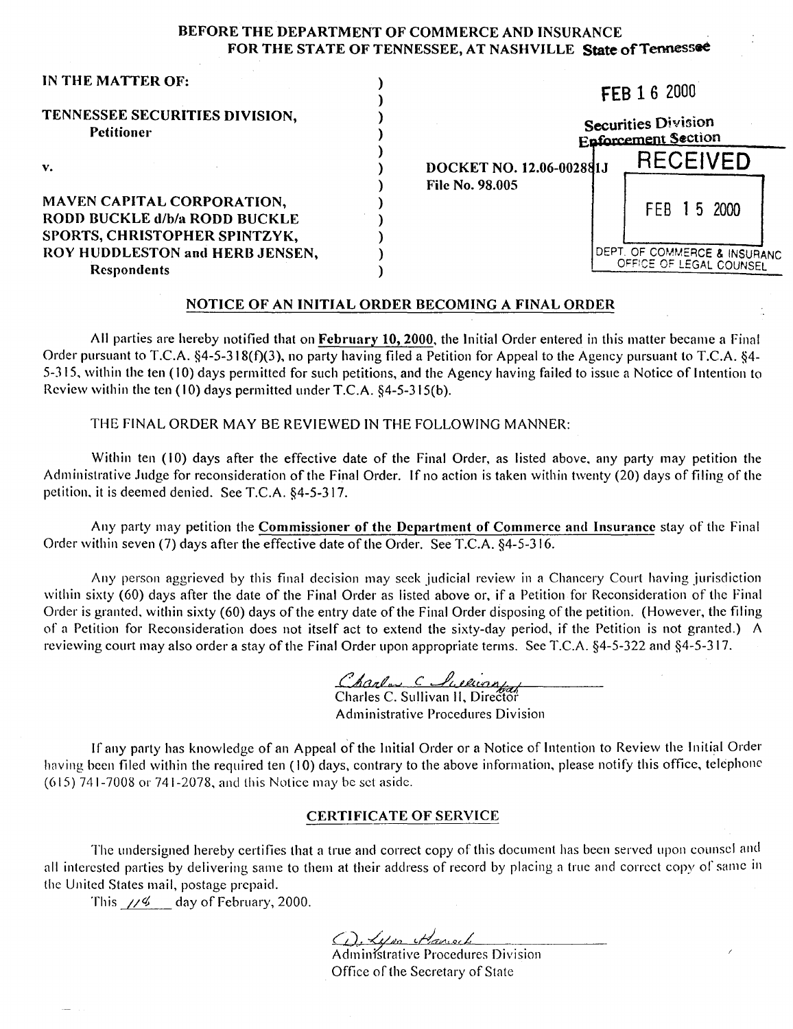**BEFORE THE DEPARTMENT OF COMMERCE AND INSURANCE**
**FOR THE STATE OF TENNESSEE, AT NASHVILLE** State of Tennessee

FEB 16 2000

Securities Division
Enforcement Section

RECEIVED
FEB 15 2000
DEPT. OF COMMERCE & INSURANC
OFFICE OF LEGAL COUNSEL

**IN THE MATTER OF:**

**TENNESSEE SECURITIES DIVISION,**
**Petitioner**

**v.**

**MAVEN CAPITAL CORPORATION, RODD BUCKLE d/b/a RODD BUCKLE SPORTS, CHRISTOPHER SPINTZYK, ROY HUDDLESTON and HERB JENSEN,**
**Respondents**

**DOCKET NO. 12.06-002881J**
**File No. 98.005**

## NOTICE OF AN INITIAL ORDER BECOMING A FINAL ORDER

All parties are hereby notified that on **February 10, 2000**, the Initial Order entered in this matter became a Final Order pursuant to T.C.A. §4-5-318(f)(3), no party having filed a Petition for Appeal to the Agency pursuant to T.C.A. §4-5-315, within the ten (10) days permitted for such petitions, and the Agency having failed to issue a Notice of Intention to Review within the ten (10) days permitted under T.C.A. §4-5-315(b).

THE FINAL ORDER MAY BE REVIEWED IN THE FOLLOWING MANNER:

Within ten (10) days after the effective date of the Final Order, as listed above, any party may petition the Administrative Judge for reconsideration of the Final Order. If no action is taken within twenty (20) days of filing of the petition, it is deemed denied. See T.C.A. §4-5-317.

Any party may petition the **Commissioner of the Department of Commerce and Insurance** stay of the Final Order within seven (7) days after the effective date of the Order. See T.C.A. §4-5-316.

Any person aggrieved by this final decision may seek judicial review in a Chancery Court having jurisdiction within sixty (60) days after the date of the Final Order as listed above or, if a Petition for Reconsideration of the Final Order is granted, within sixty (60) days of the entry date of the Final Order disposing of the petition. (However, the filing of a Petition for Reconsideration does not itself act to extend the sixty-day period, if the Petition is not granted.) A reviewing court may also order a stay of the Final Order upon appropriate terms. See T.C.A. §4-5-322 and §4-5-317.

Charles C. Sullivan II, Director
Administrative Procedures Division

If any party has knowledge of an Appeal of the Initial Order or a Notice of Intention to Review the Initial Order having been filed within the required ten (10) days, contrary to the above information, please notify this office, telephone (615) 741-7008 or 741-2078, and this Notice may be set aside.

## CERTIFICATE OF SERVICE

The undersigned hereby certifies that a true and correct copy of this document has been served upon counsel and all interested parties by delivering same to them at their address of record by placing a true and correct copy of same in the United States mail, postage prepaid.

This 11th day of February, 2000.

Administrative Procedures Division
Office of the Secretary of State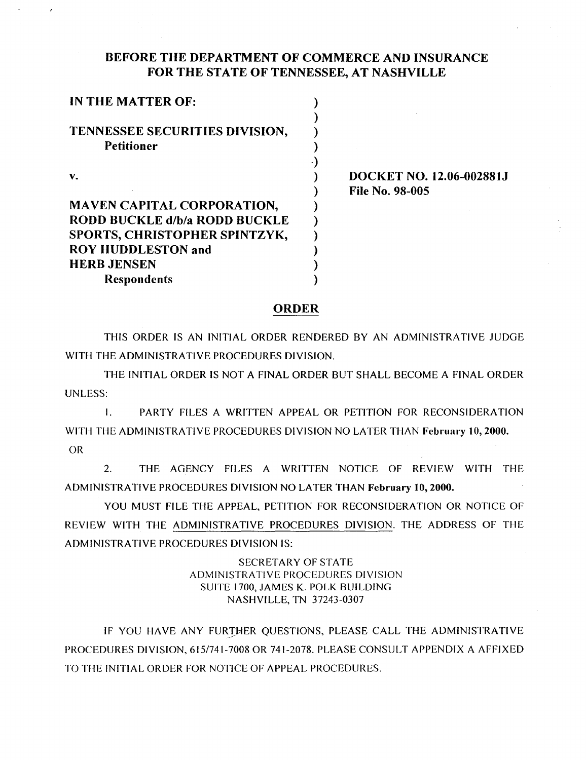**BEFORE THE DEPARTMENT OF COMMERCE AND INSURANCE FOR THE STATE OF TENNESSEE, AT NASHVILLE**

**IN THE MATTER OF:**

**TENNESSEE SECURITIES DIVISION,**
**Petitioner**

**v.**

**MAVEN CAPITAL CORPORATION, RODD BUCKLE d/b/a RODD BUCKLE SPORTS, CHRISTOPHER SPINTZYK, ROY HUDDLESTON and HERB JENSEN**
**Respondents**

**DOCKET NO. 12.06-002881J**
**File No. 98-005**

## ORDER

THIS ORDER IS AN INITIAL ORDER RENDERED BY AN ADMINISTRATIVE JUDGE WITH THE ADMINISTRATIVE PROCEDURES DIVISION.

THE INITIAL ORDER IS NOT A FINAL ORDER BUT SHALL BECOME A FINAL ORDER UNLESS:

1. PARTY FILES A WRITTEN APPEAL OR PETITION FOR RECONSIDERATION WITH THE ADMINISTRATIVE PROCEDURES DIVISION NO LATER THAN **February 10, 2000.**

OR

2. THE AGENCY FILES A WRITTEN NOTICE OF REVIEW WITH THE ADMINISTRATIVE PROCEDURES DIVISION NO LATER THAN **February 10, 2000.**

YOU MUST FILE THE APPEAL, PETITION FOR RECONSIDERATION OR NOTICE OF REVIEW WITH THE ADMINISTRATIVE PROCEDURES DIVISION. THE ADDRESS OF THE ADMINISTRATIVE PROCEDURES DIVISION IS:

SECRETARY OF STATE
ADMINISTRATIVE PROCEDURES DIVISION
SUITE 1700, JAMES K. POLK BUILDING
NASHVILLE, TN 37243-0307

IF YOU HAVE ANY FURTHER QUESTIONS, PLEASE CALL THE ADMINISTRATIVE PROCEDURES DIVISION, 615/741-7008 OR 741-2078. PLEASE CONSULT APPENDIX A AFFIXED TO THE INITIAL ORDER FOR NOTICE OF APPEAL PROCEDURES.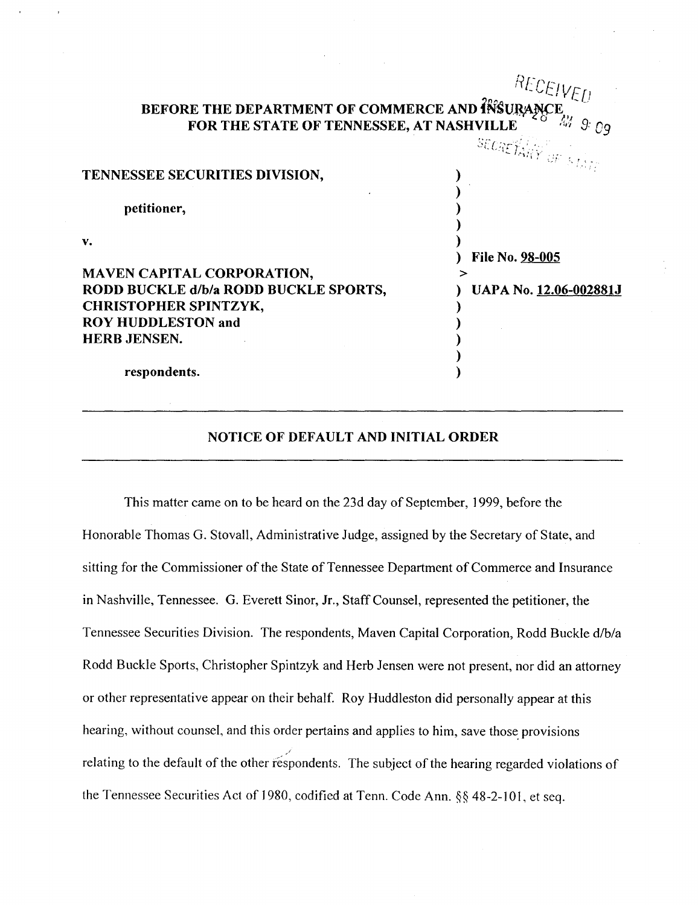BEFORE THE DEPARTMENT OF COMMERCE AND INSURANCE
FOR THE STATE OF TENNESSEE, AT NASHVILLE

| | |
|---|---|
| **TENNESSEE SECURITIES DIVISION,** | ) |
| | ) |
| **petitioner,** | ) |
| | ) |
| **v.** | ) |
| | ) **File No. 98-005** |
| **MAVEN CAPITAL CORPORATION,** | > |
| **RODD BUCKLE d/b/a RODD BUCKLE SPORTS,** | ) **UAPA No. 12.06-002881J** |
| **CHRISTOPHER SPINTZYK,** | ) |
| **ROY HUDDLESTON and** | ) |
| **HERB JENSEN.** | ) |
| | ) |
| **respondents.** | ) |

## NOTICE OF DEFAULT AND INITIAL ORDER

This matter came on to be heard on the 23d day of September, 1999, before the Honorable Thomas G. Stovall, Administrative Judge, assigned by the Secretary of State, and sitting for the Commissioner of the State of Tennessee Department of Commerce and Insurance in Nashville, Tennessee. G. Everett Sinor, Jr., Staff Counsel, represented the petitioner, the Tennessee Securities Division. The respondents, Maven Capital Corporation, Rodd Buckle d/b/a Rodd Buckle Sports, Christopher Spintzyk and Herb Jensen were not present, nor did an attorney or other representative appear on their behalf. Roy Huddleston did personally appear at this hearing, without counsel, and this order pertains and applies to him, save those provisions relating to the default of the other respondents. The subject of the hearing regarded violations of the Tennessee Securities Act of 1980, codified at Tenn. Code Ann. §§ 48-2-101, et seq.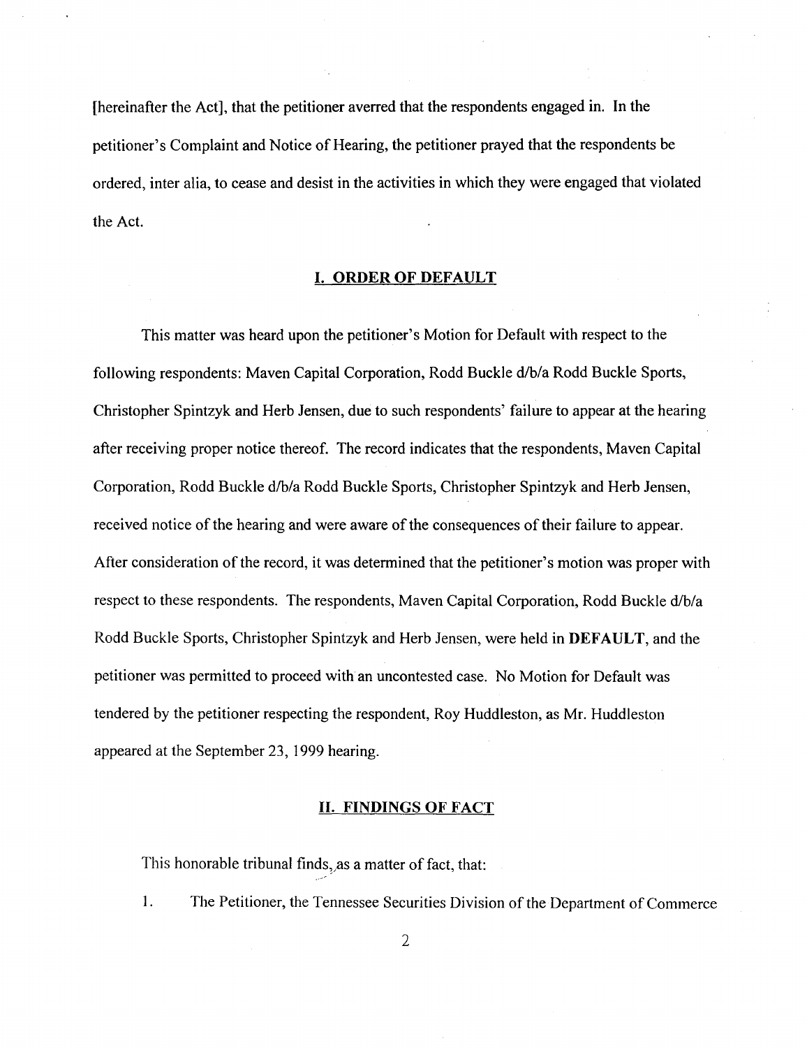[hereinafter the Act], that the petitioner averred that the respondents engaged in. In the petitioner's Complaint and Notice of Hearing, the petitioner prayed that the respondents be ordered, inter alia, to cease and desist in the activities in which they were engaged that violated the Act.

## I. ORDER OF DEFAULT

This matter was heard upon the petitioner's Motion for Default with respect to the following respondents: Maven Capital Corporation, Rodd Buckle d/b/a Rodd Buckle Sports, Christopher Spintzyk and Herb Jensen, due to such respondents' failure to appear at the hearing after receiving proper notice thereof. The record indicates that the respondents, Maven Capital Corporation, Rodd Buckle d/b/a Rodd Buckle Sports, Christopher Spintzyk and Herb Jensen, received notice of the hearing and were aware of the consequences of their failure to appear. After consideration of the record, it was determined that the petitioner's motion was proper with respect to these respondents. The respondents, Maven Capital Corporation, Rodd Buckle d/b/a Rodd Buckle Sports, Christopher Spintzyk and Herb Jensen, were held in **DEFAULT**, and the petitioner was permitted to proceed with an uncontested case. No Motion for Default was tendered by the petitioner respecting the respondent, Roy Huddleston, as Mr. Huddleston appeared at the September 23, 1999 hearing.

## II. FINDINGS OF FACT

This honorable tribunal finds, as a matter of fact, that:

1. The Petitioner, the Tennessee Securities Division of the Department of Commerce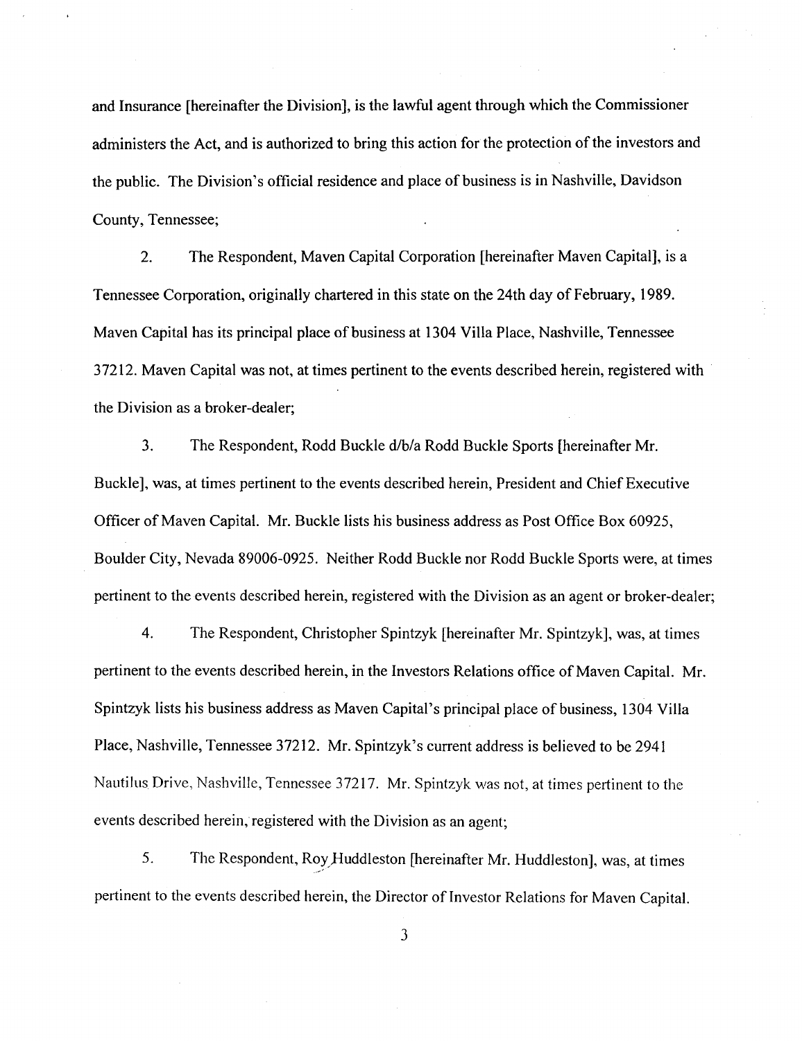and Insurance [hereinafter the Division], is the lawful agent through which the Commissioner administers the Act, and is authorized to bring this action for the protection of the investors and the public. The Division's official residence and place of business is in Nashville, Davidson County, Tennessee;

2. The Respondent, Maven Capital Corporation [hereinafter Maven Capital], is a Tennessee Corporation, originally chartered in this state on the 24th day of February, 1989. Maven Capital has its principal place of business at 1304 Villa Place, Nashville, Tennessee 37212. Maven Capital was not, at times pertinent to the events described herein, registered with the Division as a broker-dealer;

3. The Respondent, Rodd Buckle d/b/a Rodd Buckle Sports [hereinafter Mr. Buckle], was, at times pertinent to the events described herein, President and Chief Executive Officer of Maven Capital. Mr. Buckle lists his business address as Post Office Box 60925, Boulder City, Nevada 89006-0925. Neither Rodd Buckle nor Rodd Buckle Sports were, at times pertinent to the events described herein, registered with the Division as an agent or broker-dealer;

4. The Respondent, Christopher Spintzyk [hereinafter Mr. Spintzyk], was, at times pertinent to the events described herein, in the Investors Relations office of Maven Capital. Mr. Spintzyk lists his business address as Maven Capital's principal place of business, 1304 Villa Place, Nashville, Tennessee 37212. Mr. Spintzyk's current address is believed to be 2941 Nautilus Drive, Nashville, Tennessee 37217. Mr. Spintzyk was not, at times pertinent to the events described herein, registered with the Division as an agent;

5. The Respondent, Roy Huddleston [hereinafter Mr. Huddleston], was, at times pertinent to the events described herein, the Director of Investor Relations for Maven Capital.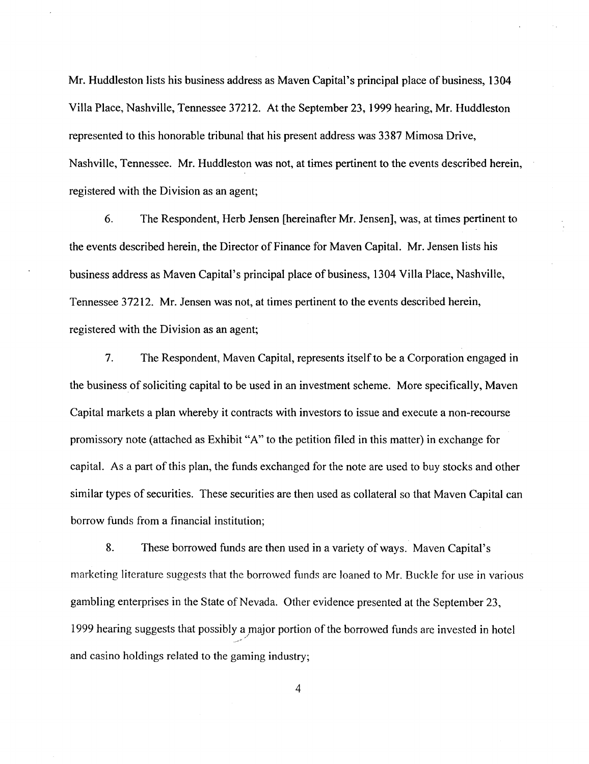Mr. Huddleston lists his business address as Maven Capital's principal place of business, 1304 Villa Place, Nashville, Tennessee 37212. At the September 23, 1999 hearing, Mr. Huddleston represented to this honorable tribunal that his present address was 3387 Mimosa Drive, Nashville, Tennessee. Mr. Huddleston was not, at times pertinent to the events described herein, registered with the Division as an agent;

6. The Respondent, Herb Jensen [hereinafter Mr. Jensen], was, at times pertinent to the events described herein, the Director of Finance for Maven Capital. Mr. Jensen lists his business address as Maven Capital's principal place of business, 1304 Villa Place, Nashville, Tennessee 37212. Mr. Jensen was not, at times pertinent to the events described herein, registered with the Division as an agent;

7. The Respondent, Maven Capital, represents itself to be a Corporation engaged in the business of soliciting capital to be used in an investment scheme. More specifically, Maven Capital markets a plan whereby it contracts with investors to issue and execute a non-recourse promissory note (attached as Exhibit "A" to the petition filed in this matter) in exchange for capital. As a part of this plan, the funds exchanged for the note are used to buy stocks and other similar types of securities. These securities are then used as collateral so that Maven Capital can borrow funds from a financial institution;

8. These borrowed funds are then used in a variety of ways. Maven Capital's marketing literature suggests that the borrowed funds are loaned to Mr. Buckle for use in various gambling enterprises in the State of Nevada. Other evidence presented at the September 23, 1999 hearing suggests that possibly a major portion of the borrowed funds are invested in hotel and casino holdings related to the gaming industry;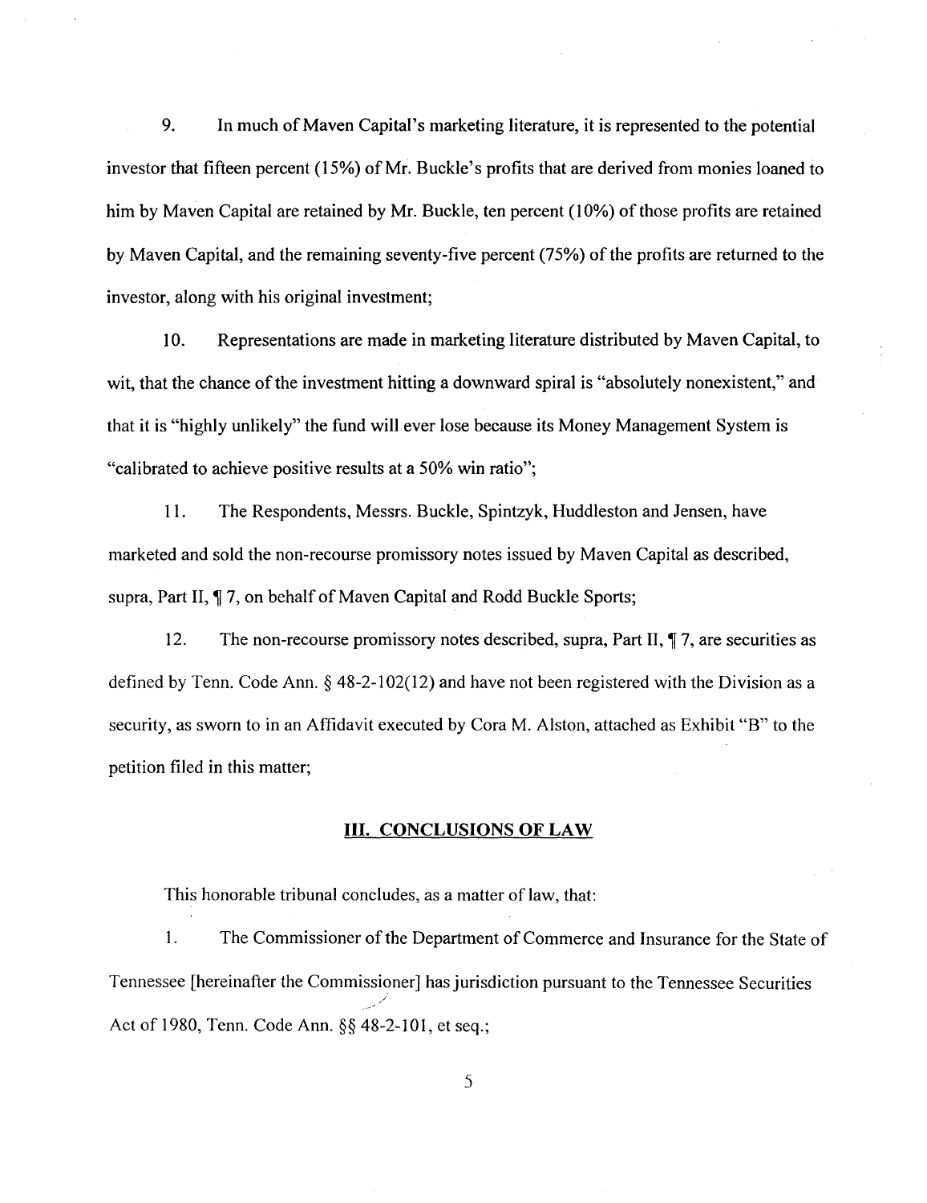9. In much of Maven Capital's marketing literature, it is represented to the potential investor that fifteen percent (15%) of Mr. Buckle's profits that are derived from monies loaned to him by Maven Capital are retained by Mr. Buckle, ten percent (10%) of those profits are retained by Maven Capital, and the remaining seventy-five percent (75%) of the profits are returned to the investor, along with his original investment;

10. Representations are made in marketing literature distributed by Maven Capital, to wit, that the chance of the investment hitting a downward spiral is "absolutely nonexistent," and that it is "highly unlikely" the fund will ever lose because its Money Management System is "calibrated to achieve positive results at a 50% win ratio";

11. The Respondents, Messrs. Buckle, Spintzyk, Huddleston and Jensen, have marketed and sold the non-recourse promissory notes issued by Maven Capital as described, supra, Part II, ¶ 7, on behalf of Maven Capital and Rodd Buckle Sports;

12. The non-recourse promissory notes described, supra, Part II, ¶ 7, are securities as defined by Tenn. Code Ann. § 48-2-102(12) and have not been registered with the Division as a security, as sworn to in an Affidavit executed by Cora M. Alston, attached as Exhibit "B" to the petition filed in this matter;

## III. CONCLUSIONS OF LAW

This honorable tribunal concludes, as a matter of law, that:

1. The Commissioner of the Department of Commerce and Insurance for the State of Tennessee [hereinafter the Commissioner] has jurisdiction pursuant to the Tennessee Securities Act of 1980, Tenn. Code Ann. §§ 48-2-101, et seq.;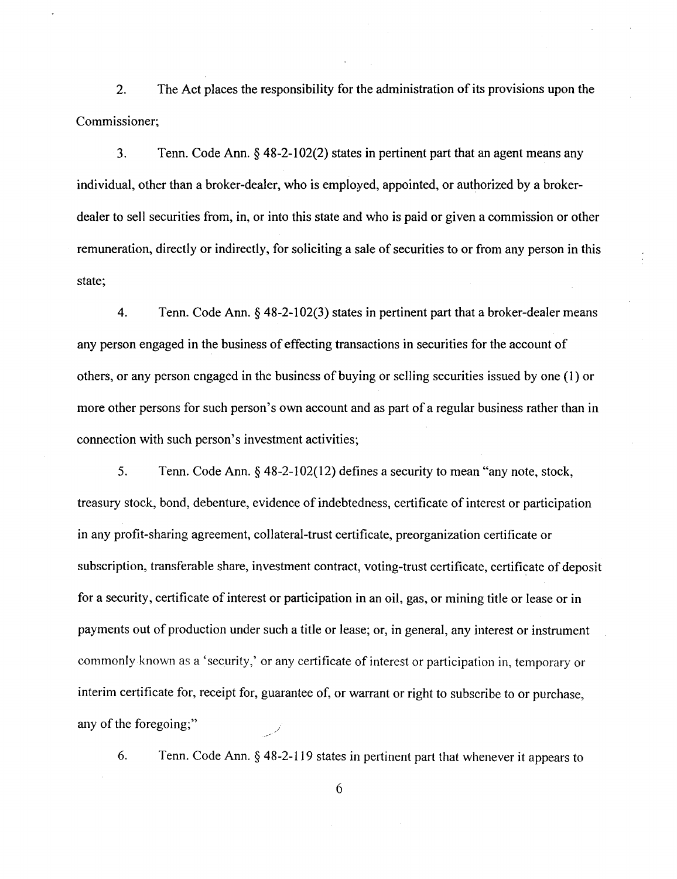2. The Act places the responsibility for the administration of its provisions upon the Commissioner;

3. Tenn. Code Ann. § 48-2-102(2) states in pertinent part that an agent means any individual, other than a broker-dealer, who is employed, appointed, or authorized by a broker-dealer to sell securities from, in, or into this state and who is paid or given a commission or other remuneration, directly or indirectly, for soliciting a sale of securities to or from any person in this state;

4. Tenn. Code Ann. § 48-2-102(3) states in pertinent part that a broker-dealer means any person engaged in the business of effecting transactions in securities for the account of others, or any person engaged in the business of buying or selling securities issued by one (1) or more other persons for such person's own account and as part of a regular business rather than in connection with such person's investment activities;

5. Tenn. Code Ann. § 48-2-102(12) defines a security to mean "any note, stock, treasury stock, bond, debenture, evidence of indebtedness, certificate of interest or participation in any profit-sharing agreement, collateral-trust certificate, preorganization certificate or subscription, transferable share, investment contract, voting-trust certificate, certificate of deposit for a security, certificate of interest or participation in an oil, gas, or mining title or lease or in payments out of production under such a title or lease; or, in general, any interest or instrument commonly known as a 'security,' or any certificate of interest or participation in, temporary or interim certificate for, receipt for, guarantee of, or warrant or right to subscribe to or purchase, any of the foregoing;"

6. Tenn. Code Ann. § 48-2-119 states in pertinent part that whenever it appears to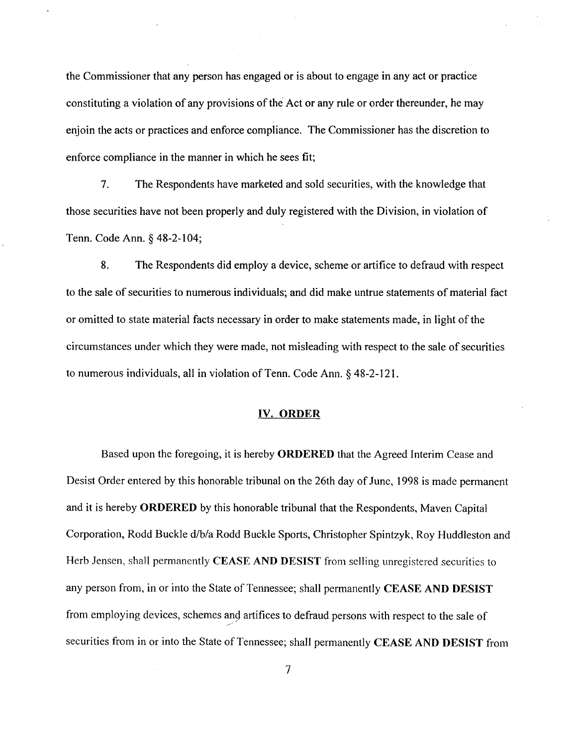the Commissioner that any person has engaged or is about to engage in any act or practice constituting a violation of any provisions of the Act or any rule or order thereunder, he may enjoin the acts or practices and enforce compliance. The Commissioner has the discretion to enforce compliance in the manner in which he sees fit;

7. The Respondents have marketed and sold securities, with the knowledge that those securities have not been properly and duly registered with the Division, in violation of Tenn. Code Ann. § 48-2-104;

8. The Respondents did employ a device, scheme or artifice to defraud with respect to the sale of securities to numerous individuals; and did make untrue statements of material fact or omitted to state material facts necessary in order to make statements made, in light of the circumstances under which they were made, not misleading with respect to the sale of securities to numerous individuals, all in violation of Tenn. Code Ann. § 48-2-121.

## IV. ORDER

Based upon the foregoing, it is hereby **ORDERED** that the Agreed Interim Cease and Desist Order entered by this honorable tribunal on the 26th day of June, 1998 is made permanent and it is hereby **ORDERED** by this honorable tribunal that the Respondents, Maven Capital Corporation, Rodd Buckle d/b/a Rodd Buckle Sports, Christopher Spintzyk, Roy Huddleston and Herb Jensen, shall permanently **CEASE AND DESIST** from selling unregistered securities to any person from, in or into the State of Tennessee; shall permanently **CEASE AND DESIST** from employing devices, schemes and artifices to defraud persons with respect to the sale of securities from in or into the State of Tennessee; shall permanently **CEASE AND DESIST** from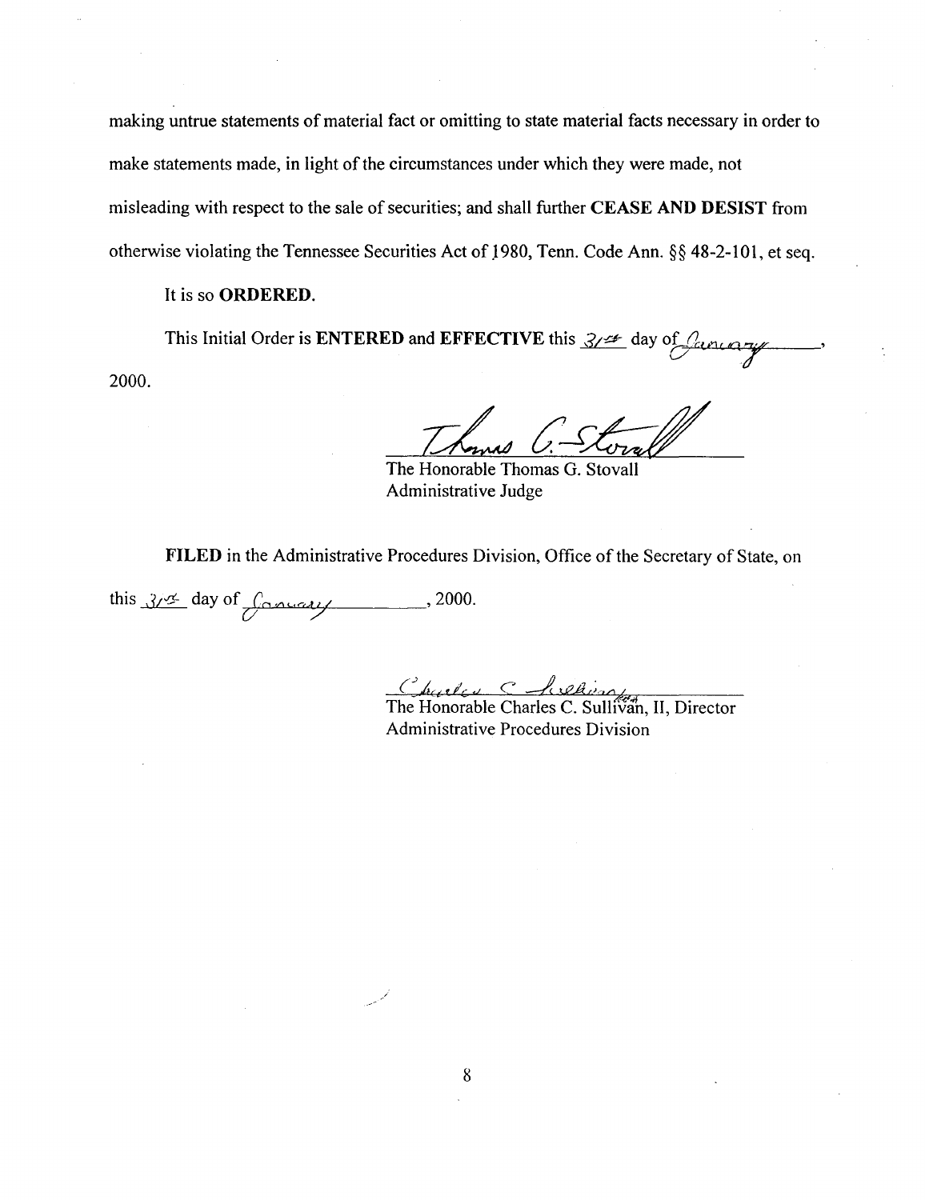making untrue statements of material fact or omitting to state material facts necessary in order to make statements made, in light of the circumstances under which they were made, not misleading with respect to the sale of securities; and shall further **CEASE AND DESIST** from otherwise violating the Tennessee Securities Act of 1980, Tenn. Code Ann. §§ 48-2-101, et seq.

It is so **ORDERED.**

This Initial Order is **ENTERED** and **EFFECTIVE** this 31st day of January, 2000.

Thomas G. Stovall
The Honorable Thomas G. Stovall
Administrative Judge

**FILED** in the Administrative Procedures Division, Office of the Secretary of State, on this 31st day of January, 2000.

Charles C. Sullivan
The Honorable Charles C. Sullivan, II, Director
Administrative Procedures Division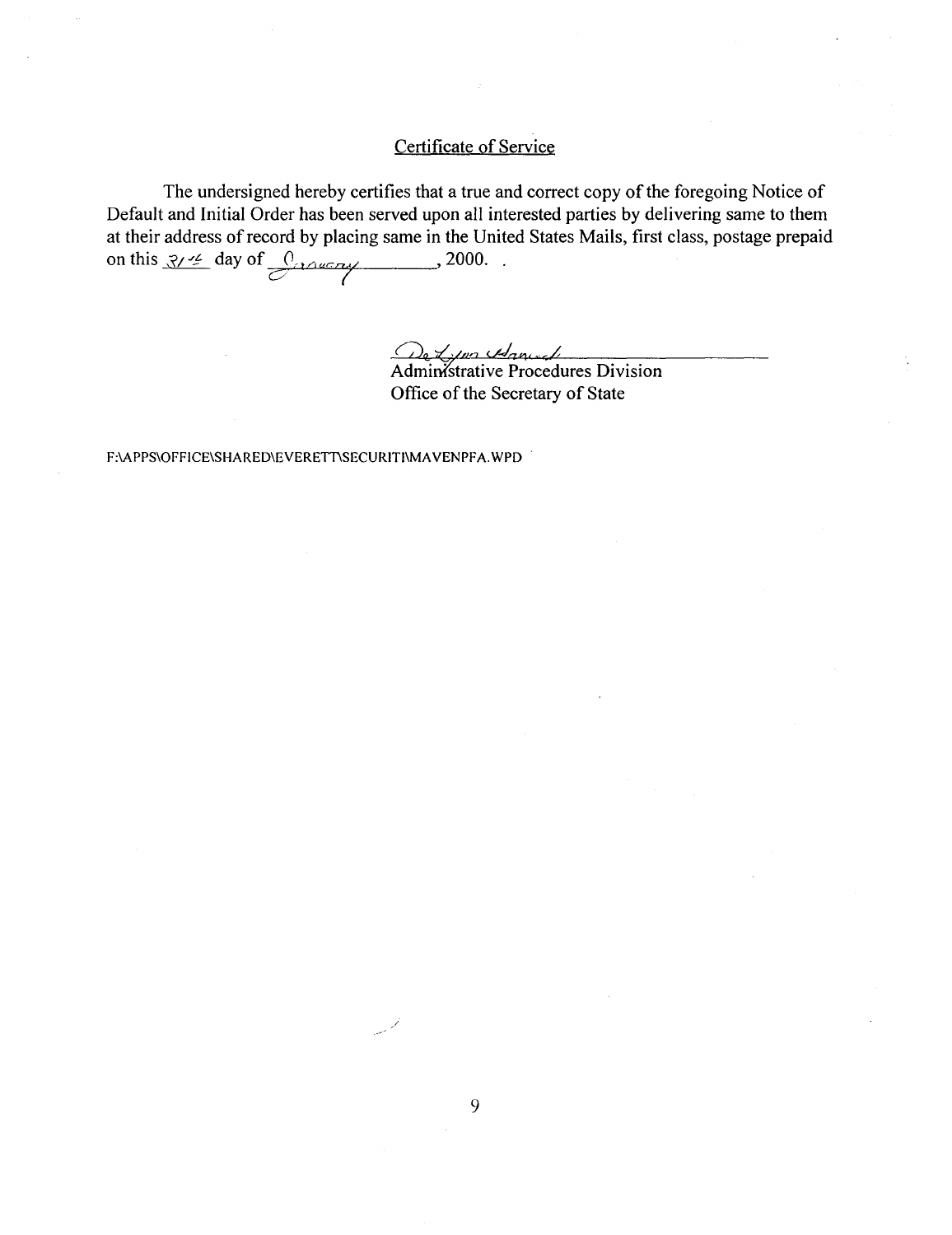## Certificate of Service

The undersigned hereby certifies that a true and correct copy of the foregoing Notice of Default and Initial Order has been served upon all interested parties by delivering same to them at their address of record by placing same in the United States Mails, first class, postage prepaid on this 31st day of January, 2000.

DeLynn Hancock
Administrative Procedures Division
Office of the Secretary of State

F:\APPS\OFFICE\SHARED\EVERETT\SECURITI\MAVENPFA.WPD